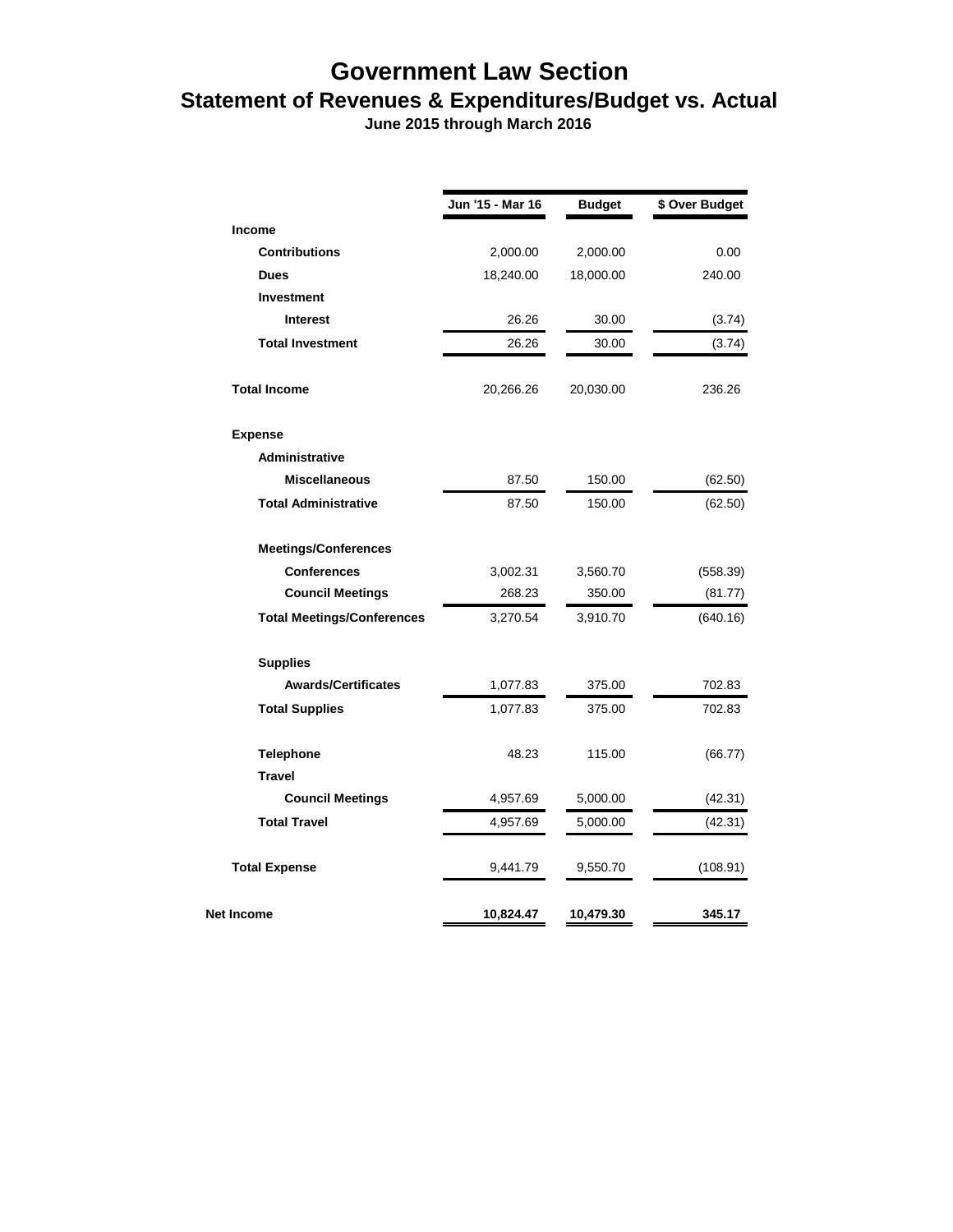# Government Law Section

## Statement of Revenues & Expenditures/Budget vs. Actual

**June 2015 through March 2016**

| | Jun '15 - Mar 16 | Budget | $ Over Budget |
|---|---|---|---|
| **Income** | | | |
| **Contributions** | 2,000.00 | 2,000.00 | 0.00 |
| **Dues** | 18,240.00 | 18,000.00 | 240.00 |
| **Investment** | | | |
| **Interest** | 26.26 | 30.00 | (3.74) |
| **Total Investment** | 26.26 | 30.00 | (3.74) |
| **Total Income** | 20,266.26 | 20,030.00 | 236.26 |
| **Expense** | | | |
| **Administrative** | | | |
| **Miscellaneous** | 87.50 | 150.00 | (62.50) |
| **Total Administrative** | 87.50 | 150.00 | (62.50) |
| **Meetings/Conferences** | | | |
| **Conferences** | 3,002.31 | 3,560.70 | (558.39) |
| **Council Meetings** | 268.23 | 350.00 | (81.77) |
| **Total Meetings/Conferences** | 3,270.54 | 3,910.70 | (640.16) |
| **Supplies** | | | |
| **Awards/Certificates** | 1,077.83 | 375.00 | 702.83 |
| **Total Supplies** | 1,077.83 | 375.00 | 702.83 |
| **Telephone** | 48.23 | 115.00 | (66.77) |
| **Travel** | | | |
| **Council Meetings** | 4,957.69 | 5,000.00 | (42.31) |
| **Total Travel** | 4,957.69 | 5,000.00 | (42.31) |
| **Total Expense** | 9,441.79 | 9,550.70 | (108.91) |
| **Net Income** | **10,824.47** | **10,479.30** | **345.17** |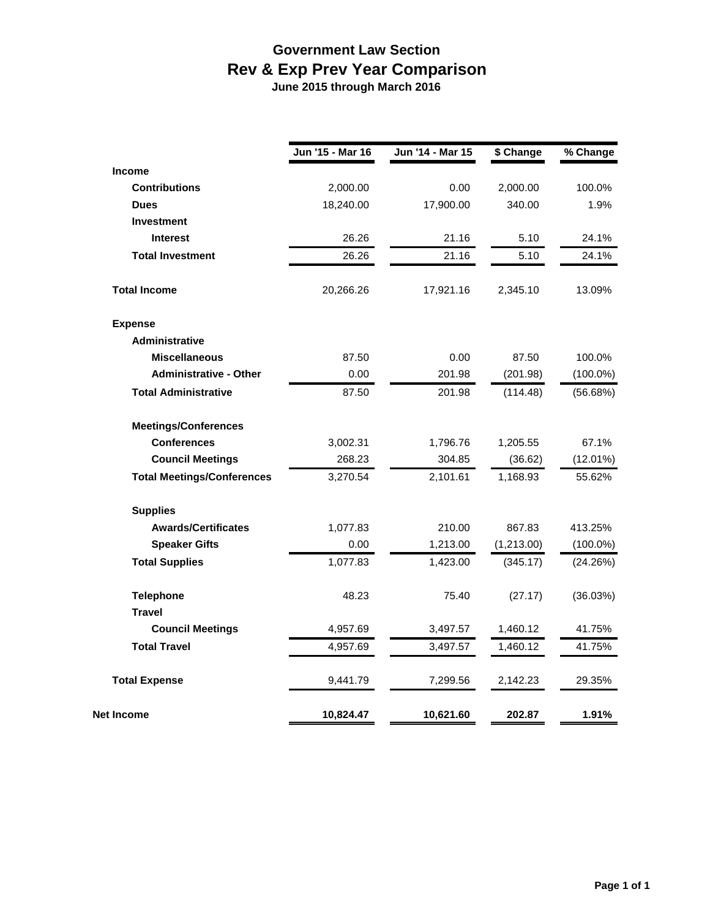# Government Law Section
## Rev & Exp Prev Year Comparison
### June 2015 through March 2016

| | Jun '15 - Mar 16 | Jun '14 - Mar 15 | $ Change | % Change |
|---|---|---|---|---|
| **Income** | | | | |
| **Contributions** | 2,000.00 | 0.00 | 2,000.00 | 100.0% |
| **Dues** | 18,240.00 | 17,900.00 | 340.00 | 1.9% |
| **Investment** | | | | |
| **Interest** | 26.26 | 21.16 | 5.10 | 24.1% |
| **Total Investment** | 26.26 | 21.16 | 5.10 | 24.1% |
| **Total Income** | 20,266.26 | 17,921.16 | 2,345.10 | 13.09% |
| **Expense** | | | | |
| **Administrative** | | | | |
| **Miscellaneous** | 87.50 | 0.00 | 87.50 | 100.0% |
| **Administrative - Other** | 0.00 | 201.98 | (201.98) | (100.0%) |
| **Total Administrative** | 87.50 | 201.98 | (114.48) | (56.68%) |
| **Meetings/Conferences** | | | | |
| **Conferences** | 3,002.31 | 1,796.76 | 1,205.55 | 67.1% |
| **Council Meetings** | 268.23 | 304.85 | (36.62) | (12.01%) |
| **Total Meetings/Conferences** | 3,270.54 | 2,101.61 | 1,168.93 | 55.62% |
| **Supplies** | | | | |
| **Awards/Certificates** | 1,077.83 | 210.00 | 867.83 | 413.25% |
| **Speaker Gifts** | 0.00 | 1,213.00 | (1,213.00) | (100.0%) |
| **Total Supplies** | 1,077.83 | 1,423.00 | (345.17) | (24.26%) |
| **Telephone** | 48.23 | 75.40 | (27.17) | (36.03%) |
| **Travel** | | | | |
| **Council Meetings** | 4,957.69 | 3,497.57 | 1,460.12 | 41.75% |
| **Total Travel** | 4,957.69 | 3,497.57 | 1,460.12 | 41.75% |
| **Total Expense** | 9,441.79 | 7,299.56 | 2,142.23 | 29.35% |
| **Net Income** | **10,824.47** | **10,621.60** | **202.87** | **1.91%** |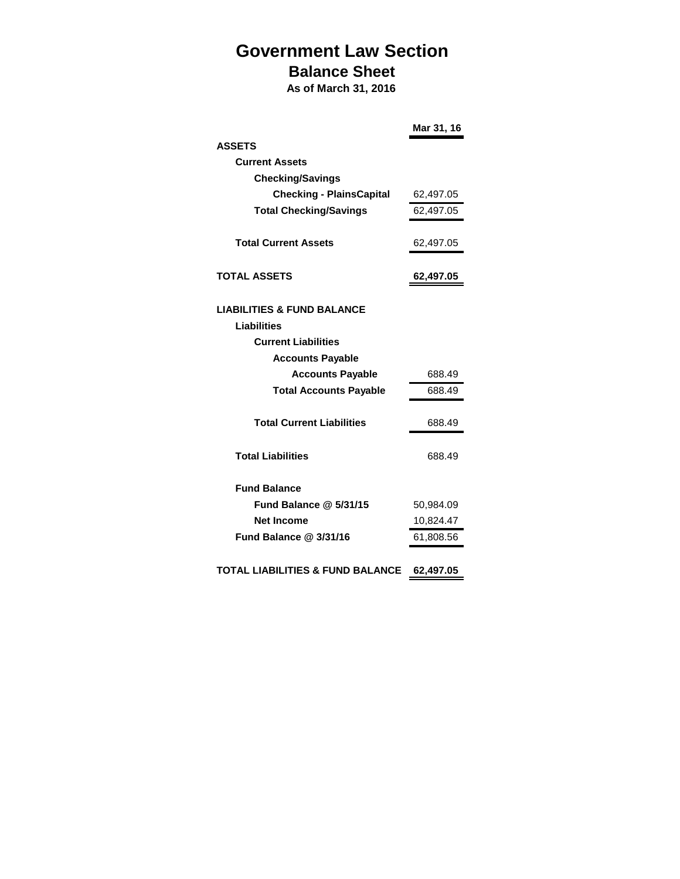# Government Law Section

## Balance Sheet

**As of March 31, 2016**

| | Mar 31, 16 |
|---|---|
| **ASSETS** | |
| **Current Assets** | |
| **Checking/Savings** | |
| **Checking - PlainsCapital** | 62,497.05 |
| **Total Checking/Savings** | 62,497.05 |
| **Total Current Assets** | 62,497.05 |
| **TOTAL ASSETS** | **62,497.05** |
| **LIABILITIES & FUND BALANCE** | |
| **Liabilities** | |
| **Current Liabilities** | |
| **Accounts Payable** | |
| **Accounts Payable** | 688.49 |
| **Total Accounts Payable** | 688.49 |
| **Total Current Liabilities** | 688.49 |
| **Total Liabilities** | 688.49 |
| **Fund Balance** | |
| **Fund Balance @ 5/31/15** | 50,984.09 |
| **Net Income** | 10,824.47 |
| **Fund Balance @ 3/31/16** | 61,808.56 |
| **TOTAL LIABILITIES & FUND BALANCE** | **62,497.05** |